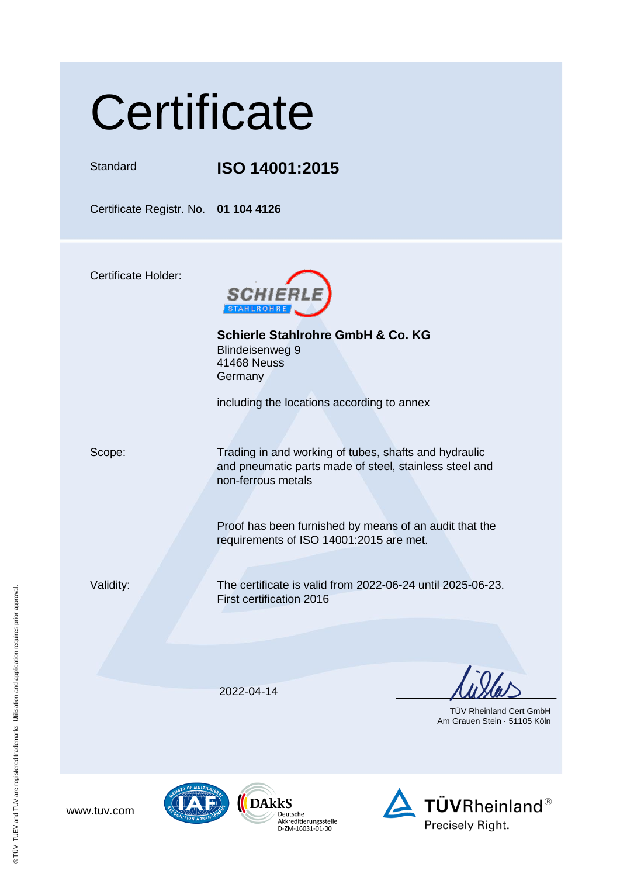# Certificate

Standard **ISO 14001:2015**

Certificate Registr. No. **01 104 4126**

Certificate Holder:

SCHIERLE STAHLROHRE

**Schierle Stahlrohre GmbH & Co. KG**
Blindeisenweg 9
41468 Neuss
Germany

including the locations according to annex

Scope: Trading in and working of tubes, shafts and hydraulic and pneumatic parts made of steel, stainless steel and non-ferrous metals

Proof has been furnished by means of an audit that the requirements of ISO 14001:2015 are met.

Validity: The certificate is valid from 2022-06-24 until 2025-06-23.
First certification 2016

2022-04-14

TÜV Rheinland Cert GmbH
Am Grauen Stein · 51105 Köln

www.tuv.com

DAkkS Deutsche Akkreditierungsstelle D-ZM-16031-01-00

TÜVRheinland® Precisely Right.

® TÜV, TUEV and TUV are registered trademarks. Utilisation and application requires prior approval.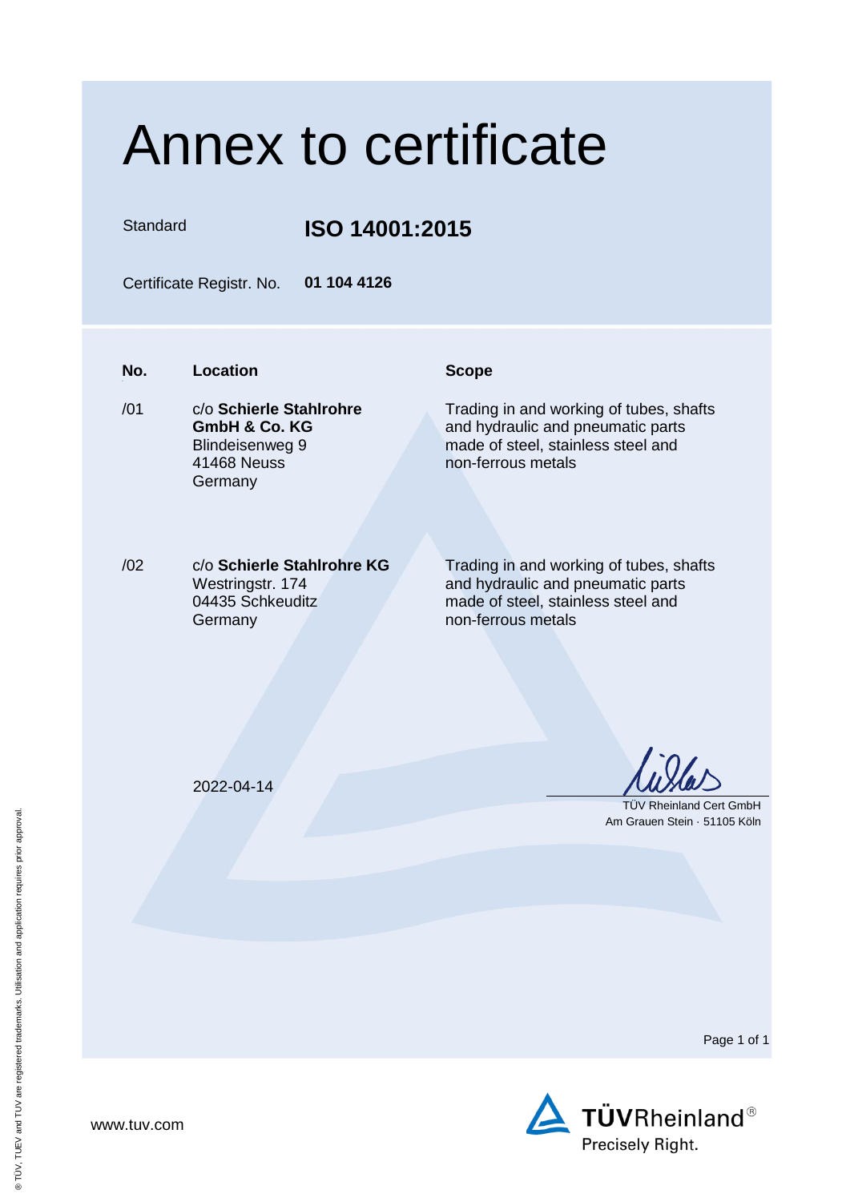# Annex to certificate

Standard **ISO 14001:2015**

Certificate Registr. No. **01 104 4126**

| No. | Location | Scope |
|---|---|---|
| /01 | c/o **Schierle Stahlrohre GmbH & Co. KG**<br>Blindeisenweg 9<br>41468 Neuss<br>Germany | Trading in and working of tubes, shafts and hydraulic and pneumatic parts made of steel, stainless steel and non-ferrous metals |
| /02 | c/o **Schierle Stahlrohre KG**<br>Westringstr. 174<br>04435 Schkeuditz<br>Germany | Trading in and working of tubes, shafts and hydraulic and pneumatic parts made of steel, stainless steel and non-ferrous metals |

2022-04-14

TÜV Rheinland Cert GmbH
Am Grauen Stein · 51105 Köln

www.tuv.com

TÜVRheinland®
Precisely Right.

® TÜV, TUEV and TUV are registered trademarks. Utilisation and application requires prior approval.